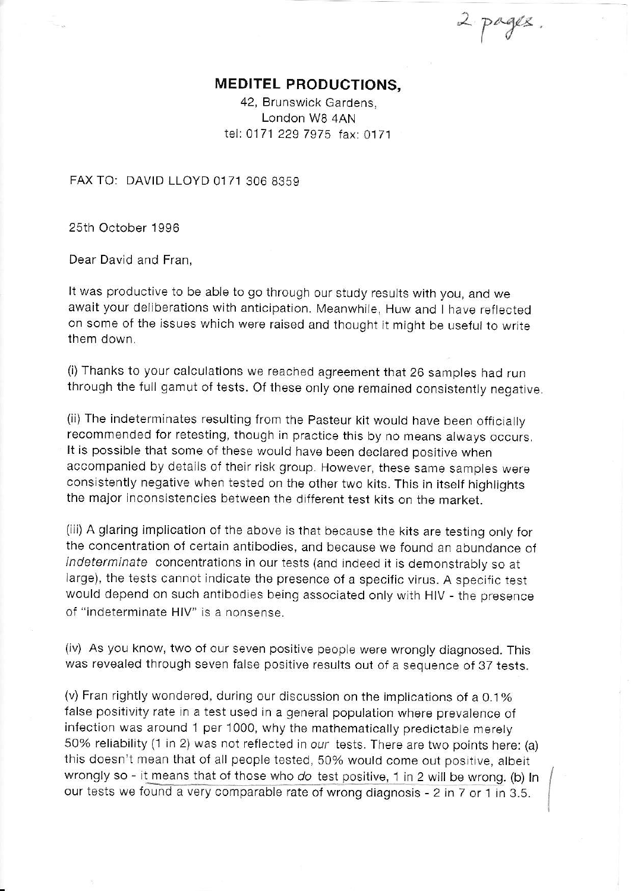2 pages.

**MEDITEL PRODUCTIONS,**

42, Brunswick Gardens,
London W8 4AN
tel: 0171 229 7975 fax: 0171

FAX TO: DAVID LLOYD 0171 306 8359

25th October 1996

Dear David and Fran,

It was productive to be able to go through our study results with you, and we await your deliberations with anticipation. Meanwhile, Huw and I have reflected on some of the issues which were raised and thought it might be useful to write them down.

(i) Thanks to your calculations we reached agreement that 26 samples had run through the full gamut of tests. Of these only one remained consistently negative.

(ii) The indeterminates resulting from the Pasteur kit would have been officially recommended for retesting, though in practice this by no means always occurs. It is possible that some of these would have been declared positive when accompanied by details of their risk group. However, these same samples were consistently negative when tested on the other two kits. This in itself highlights the major inconsistencies between the different test kits on the market.

(iii) A glaring implication of the above is that because the kits are testing only for the concentration of certain antibodies, and because we found an abundance of *indeterminate* concentrations in our tests (and indeed it is demonstrably so at large), the tests cannot indicate the presence of a specific virus. A specific test would depend on such antibodies being associated only with HIV - the presence of "indeterminate HIV" is a nonsense.

(iv) As you know, two of our seven positive people were wrongly diagnosed. This was revealed through seven false positive results out of a sequence of 37 tests.

(v) Fran rightly wondered, during our discussion on the implications of a 0.1% false positivity rate in a test used in a general population where prevalence of infection was around 1 per 1000, why the mathematically predictable merely 50% reliability (1 in 2) was not reflected in *our* tests. There are two points here: (a) this doesn't mean that of all people tested, 50% would come out positive, albeit wrongly so - it means that of those who *do* test positive, 1 in 2 will be wrong. (b) In our tests we found a very comparable rate of wrong diagnosis - 2 in 7 or 1 in 3.5.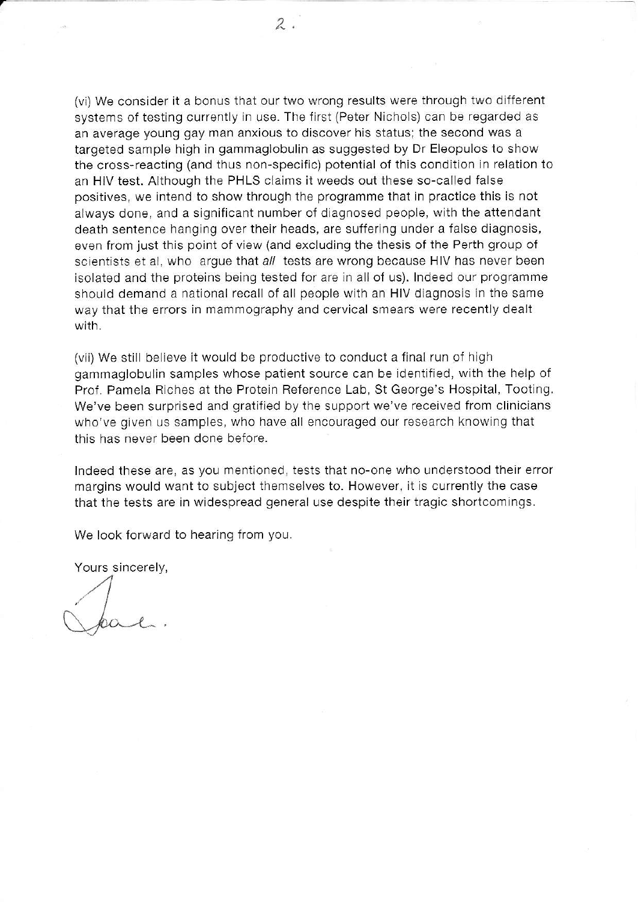(vi) We consider it a bonus that our two wrong results were through two different systems of testing currently in use. The first (Peter Nichols) can be regarded as an average young gay man anxious to discover his status; the second was a targeted sample high in gammaglobulin as suggested by Dr Eleopulos to show the cross-reacting (and thus non-specific) potential of this condition in relation to an HIV test. Although the PHLS claims it weeds out these so-called false positives, we intend to show through the programme that in practice this is not always done, and a significant number of diagnosed people, with the attendant death sentence hanging over their heads, are suffering under a false diagnosis, even from just this point of view (and excluding the thesis of the Perth group of scientists et al, who argue that *all* tests are wrong because HIV has never been isolated and the proteins being tested for are in all of us). Indeed our programme should demand a national recall of all people with an HIV diagnosis in the same way that the errors in mammography and cervical smears were recently dealt with.

(vii) We still believe it would be productive to conduct a final run of high gammaglobulin samples whose patient source can be identified, with the help of Prof. Pamela Riches at the Protein Reference Lab, St George's Hospital, Tooting. We've been surprised and gratified by the support we've received from clinicians who've given us samples, who have all encouraged our research knowing that this has never been done before.

Indeed these are, as you mentioned, tests that no-one who understood their error margins would want to subject themselves to. However, it is currently the case that the tests are in widespread general use despite their tragic shortcomings.

We look forward to hearing from you.

Yours sincerely,

Joan.